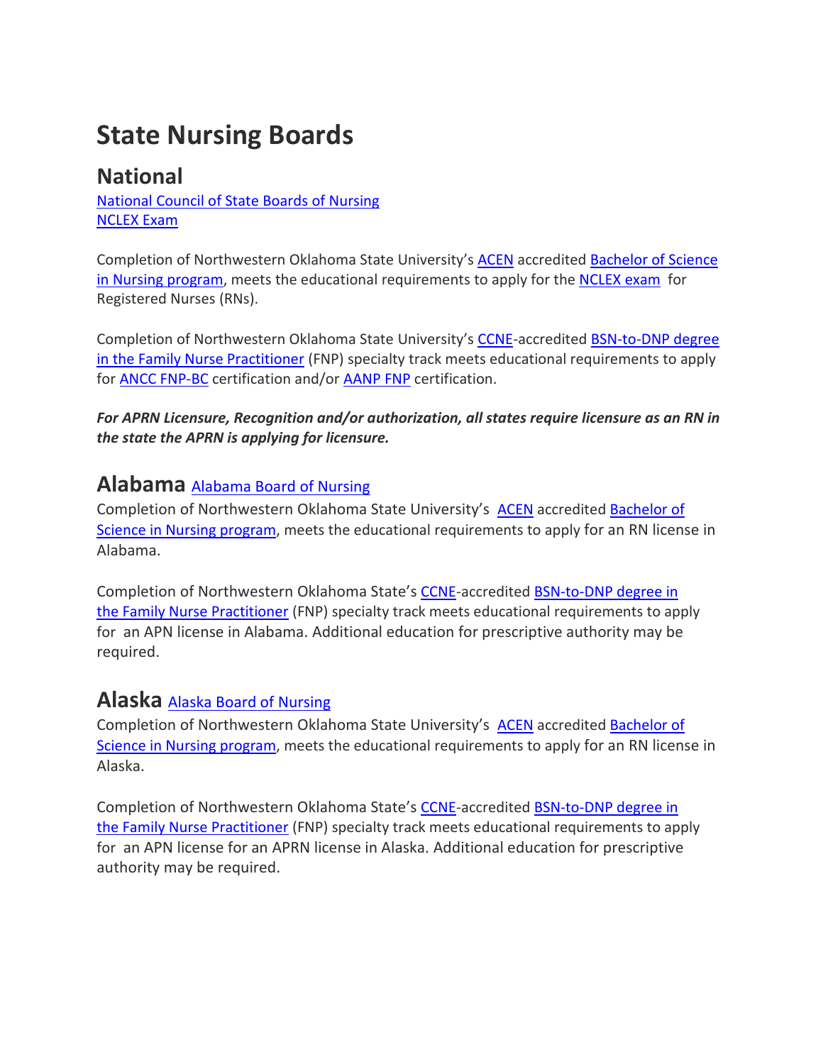# State Nursing Boards

## National

National Council of State Boards of Nursing
NCLEX Exam

Completion of Northwestern Oklahoma State University's ACEN accredited Bachelor of Science in Nursing program, meets the educational requirements to apply for the NCLEX exam for Registered Nurses (RNs).

Completion of Northwestern Oklahoma State University's CCNE-accredited BSN-to-DNP degree in the Family Nurse Practitioner (FNP) specialty track meets educational requirements to apply for ANCC FNP-BC certification and/or AANP FNP certification.

***For APRN Licensure, Recognition and/or authorization, all states require licensure as an RN in the state the APRN is applying for licensure.***

## Alabama Alabama Board of Nursing

Completion of Northwestern Oklahoma State University's ACEN accredited Bachelor of Science in Nursing program, meets the educational requirements to apply for an RN license in Alabama.

Completion of Northwestern Oklahoma State's CCNE-accredited BSN-to-DNP degree in the Family Nurse Practitioner (FNP) specialty track meets educational requirements to apply for an APN license in Alabama. Additional education for prescriptive authority may be required.

## Alaska Alaska Board of Nursing

Completion of Northwestern Oklahoma State University's ACEN accredited Bachelor of Science in Nursing program, meets the educational requirements to apply for an RN license in Alaska.

Completion of Northwestern Oklahoma State's CCNE-accredited BSN-to-DNP degree in the Family Nurse Practitioner (FNP) specialty track meets educational requirements to apply for an APN license for an APRN license in Alaska. Additional education for prescriptive authority may be required.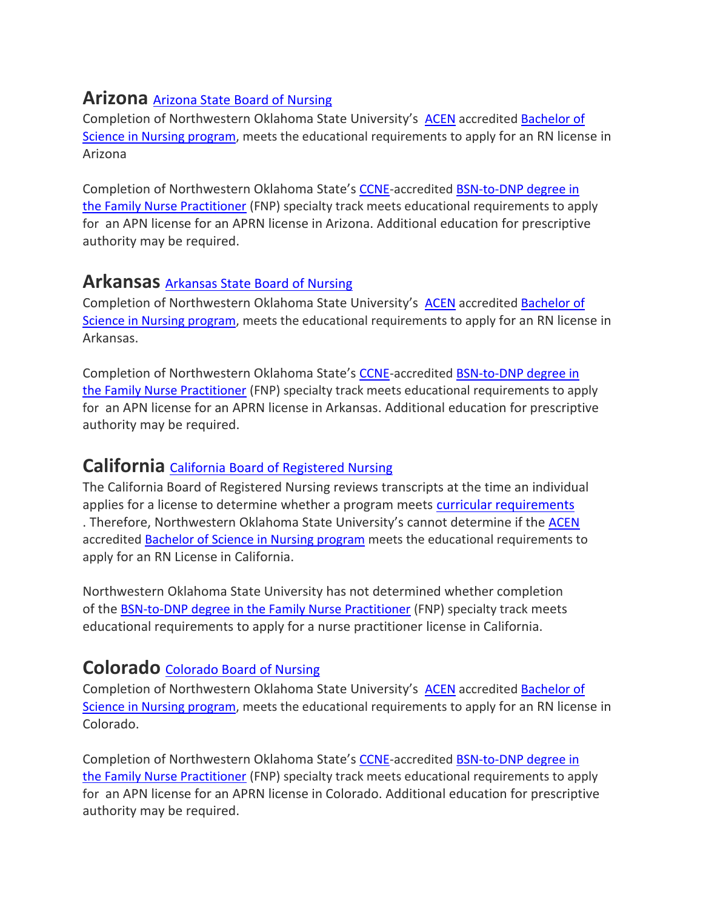## Arizona Arizona State Board of Nursing

Completion of Northwestern Oklahoma State University's ACEN accredited Bachelor of Science in Nursing program, meets the educational requirements to apply for an RN license in Arizona

Completion of Northwestern Oklahoma State's CCNE-accredited BSN-to-DNP degree in the Family Nurse Practitioner (FNP) specialty track meets educational requirements to apply for an APN license for an APRN license in Arizona. Additional education for prescriptive authority may be required.

## Arkansas Arkansas State Board of Nursing

Completion of Northwestern Oklahoma State University's ACEN accredited Bachelor of Science in Nursing program, meets the educational requirements to apply for an RN license in Arkansas.

Completion of Northwestern Oklahoma State's CCNE-accredited BSN-to-DNP degree in the Family Nurse Practitioner (FNP) specialty track meets educational requirements to apply for an APN license for an APRN license in Arkansas. Additional education for prescriptive authority may be required.

## California California Board of Registered Nursing

The California Board of Registered Nursing reviews transcripts at the time an individual applies for a license to determine whether a program meets curricular requirements . Therefore, Northwestern Oklahoma State University's cannot determine if the ACEN accredited Bachelor of Science in Nursing program meets the educational requirements to apply for an RN License in California.

Northwestern Oklahoma State University has not determined whether completion of the BSN-to-DNP degree in the Family Nurse Practitioner (FNP) specialty track meets educational requirements to apply for a nurse practitioner license in California.

## Colorado Colorado Board of Nursing

Completion of Northwestern Oklahoma State University's ACEN accredited Bachelor of Science in Nursing program, meets the educational requirements to apply for an RN license in Colorado.

Completion of Northwestern Oklahoma State's CCNE-accredited BSN-to-DNP degree in the Family Nurse Practitioner (FNP) specialty track meets educational requirements to apply for an APN license for an APRN license in Colorado. Additional education for prescriptive authority may be required.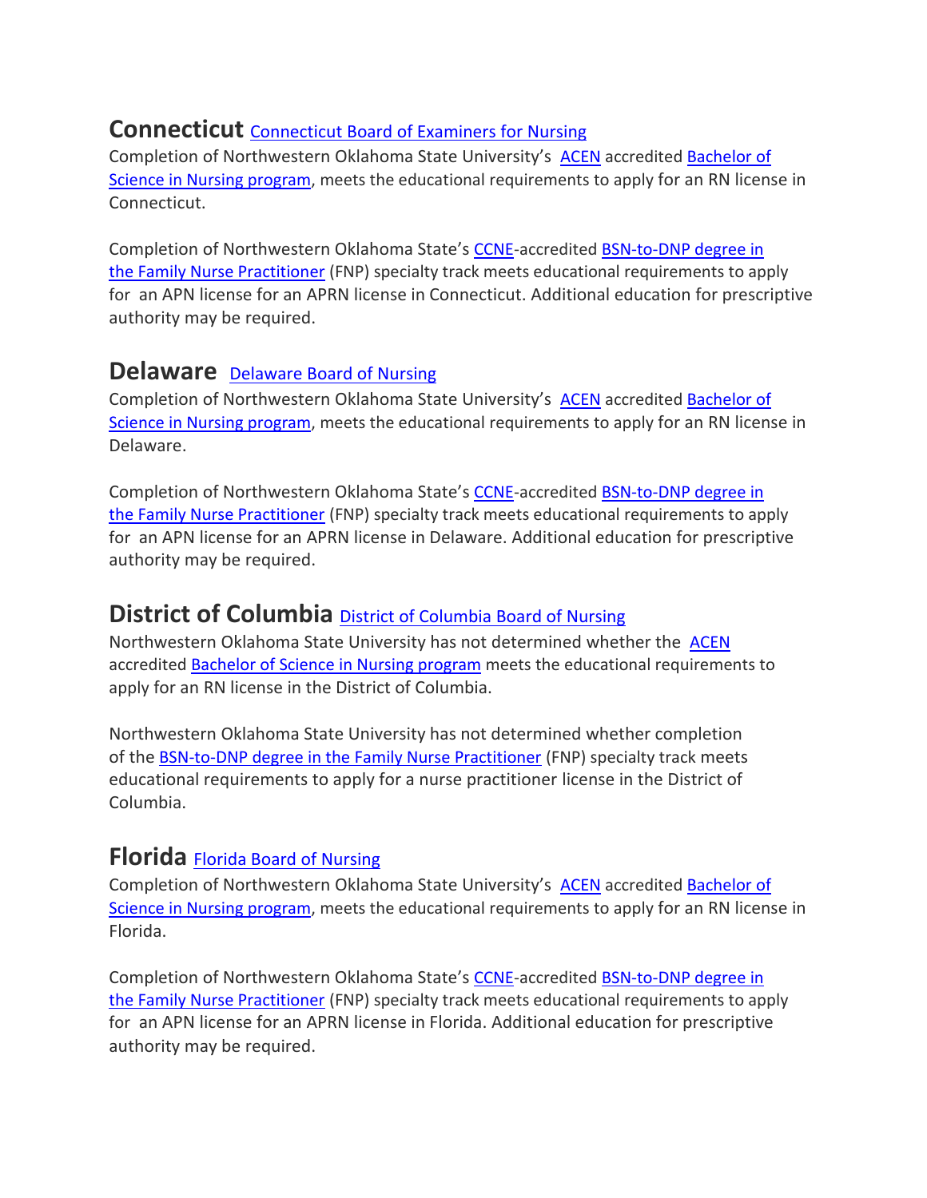## Connecticut [Connecticut Board of Examiners for Nursing]

Completion of Northwestern Oklahoma State University's ACEN accredited Bachelor of Science in Nursing program, meets the educational requirements to apply for an RN license in Connecticut.

Completion of Northwestern Oklahoma State's CCNE-accredited BSN-to-DNP degree in the Family Nurse Practitioner (FNP) specialty track meets educational requirements to apply for an APN license for an APRN license in Connecticut. Additional education for prescriptive authority may be required.

## Delaware [Delaware Board of Nursing]

Completion of Northwestern Oklahoma State University's ACEN accredited Bachelor of Science in Nursing program, meets the educational requirements to apply for an RN license in Delaware.

Completion of Northwestern Oklahoma State's CCNE-accredited BSN-to-DNP degree in the Family Nurse Practitioner (FNP) specialty track meets educational requirements to apply for an APN license for an APRN license in Delaware. Additional education for prescriptive authority may be required.

## District of Columbia [District of Columbia Board of Nursing]

Northwestern Oklahoma State University has not determined whether the ACEN accredited Bachelor of Science in Nursing program meets the educational requirements to apply for an RN license in the District of Columbia.

Northwestern Oklahoma State University has not determined whether completion of the BSN-to-DNP degree in the Family Nurse Practitioner (FNP) specialty track meets educational requirements to apply for a nurse practitioner license in the District of Columbia.

## Florida [Florida Board of Nursing]

Completion of Northwestern Oklahoma State University's ACEN accredited Bachelor of Science in Nursing program, meets the educational requirements to apply for an RN license in Florida.

Completion of Northwestern Oklahoma State's CCNE-accredited BSN-to-DNP degree in the Family Nurse Practitioner (FNP) specialty track meets educational requirements to apply for an APN license for an APRN license in Florida. Additional education for prescriptive authority may be required.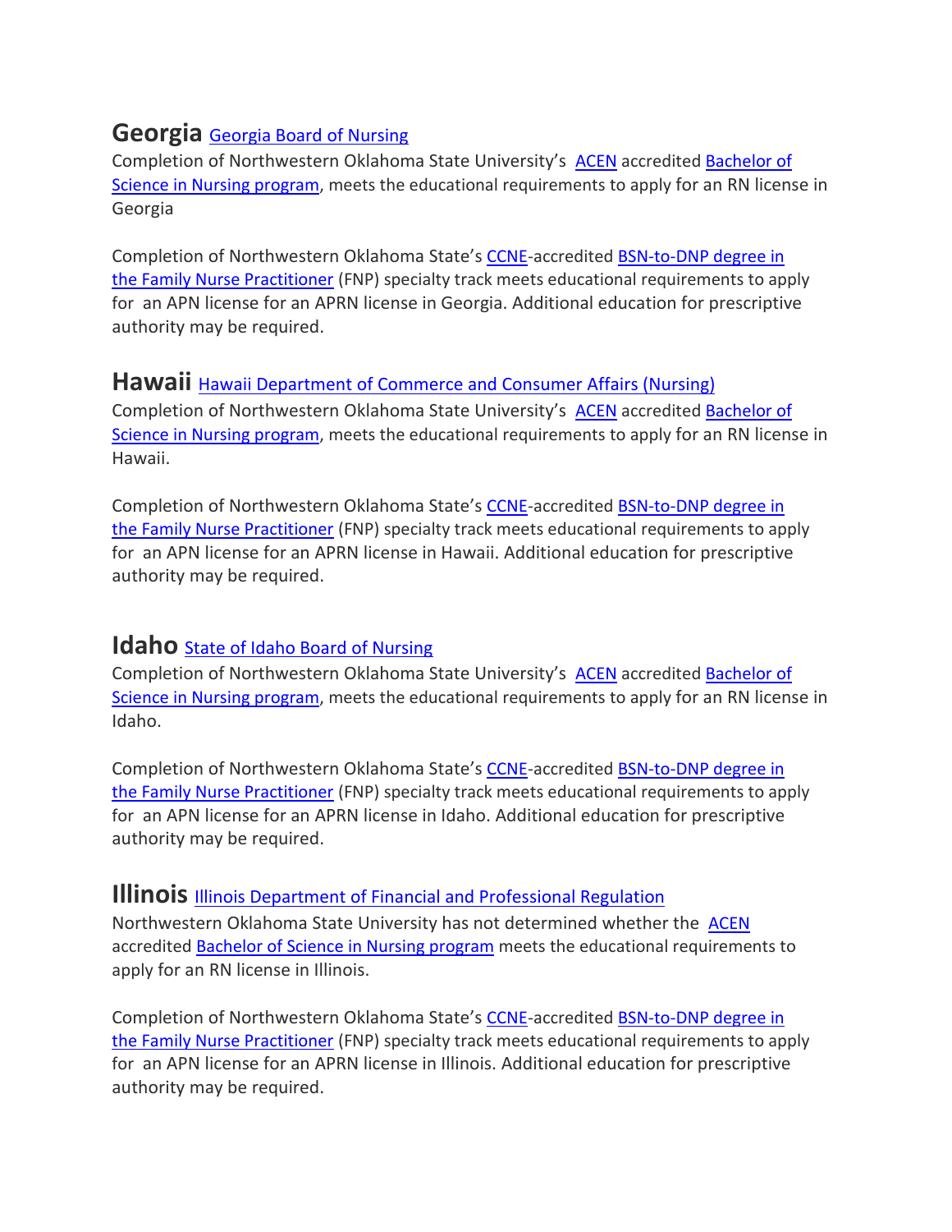## Georgia Georgia Board of Nursing

Completion of Northwestern Oklahoma State University's ACEN accredited Bachelor of Science in Nursing program, meets the educational requirements to apply for an RN license in Georgia

Completion of Northwestern Oklahoma State's CCNE-accredited BSN-to-DNP degree in the Family Nurse Practitioner (FNP) specialty track meets educational requirements to apply for an APN license for an APRN license in Georgia. Additional education for prescriptive authority may be required.

## Hawaii Hawaii Department of Commerce and Consumer Affairs (Nursing)

Completion of Northwestern Oklahoma State University's ACEN accredited Bachelor of Science in Nursing program, meets the educational requirements to apply for an RN license in Hawaii.

Completion of Northwestern Oklahoma State's CCNE-accredited BSN-to-DNP degree in the Family Nurse Practitioner (FNP) specialty track meets educational requirements to apply for an APN license for an APRN license in Hawaii. Additional education for prescriptive authority may be required.

## Idaho State of Idaho Board of Nursing

Completion of Northwestern Oklahoma State University's ACEN accredited Bachelor of Science in Nursing program, meets the educational requirements to apply for an RN license in Idaho.

Completion of Northwestern Oklahoma State's CCNE-accredited BSN-to-DNP degree in the Family Nurse Practitioner (FNP) specialty track meets educational requirements to apply for an APN license for an APRN license in Idaho. Additional education for prescriptive authority may be required.

## Illinois Illinois Department of Financial and Professional Regulation

Northwestern Oklahoma State University has not determined whether the ACEN accredited Bachelor of Science in Nursing program meets the educational requirements to apply for an RN license in Illinois.

Completion of Northwestern Oklahoma State's CCNE-accredited BSN-to-DNP degree in the Family Nurse Practitioner (FNP) specialty track meets educational requirements to apply for an APN license for an APRN license in Illinois. Additional education for prescriptive authority may be required.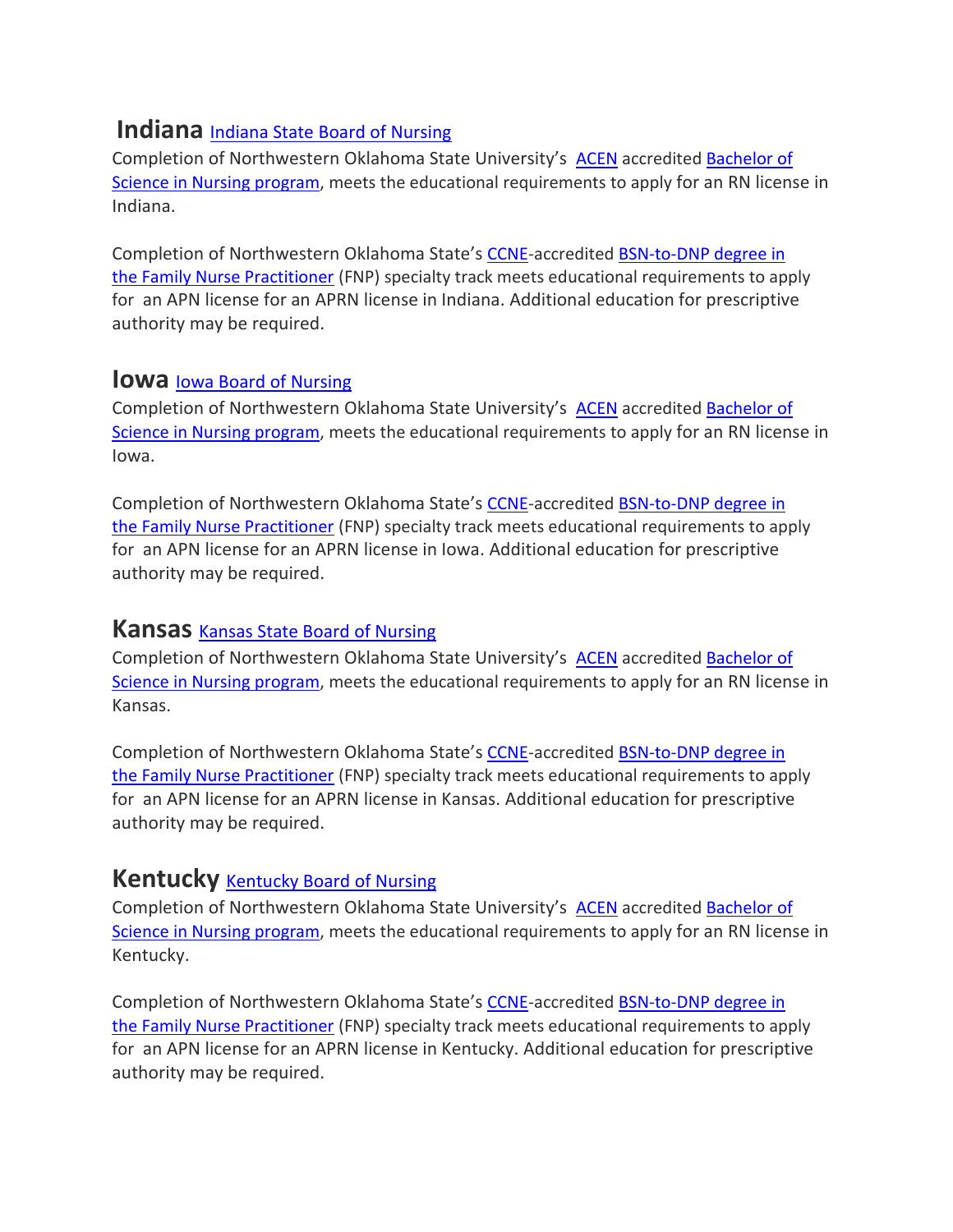## Indiana Indiana State Board of Nursing

Completion of Northwestern Oklahoma State University's ACEN accredited Bachelor of Science in Nursing program, meets the educational requirements to apply for an RN license in Indiana.

Completion of Northwestern Oklahoma State's CCNE-accredited BSN-to-DNP degree in the Family Nurse Practitioner (FNP) specialty track meets educational requirements to apply for an APN license for an APRN license in Indiana. Additional education for prescriptive authority may be required.

## Iowa Iowa Board of Nursing

Completion of Northwestern Oklahoma State University's ACEN accredited Bachelor of Science in Nursing program, meets the educational requirements to apply for an RN license in Iowa.

Completion of Northwestern Oklahoma State's CCNE-accredited BSN-to-DNP degree in the Family Nurse Practitioner (FNP) specialty track meets educational requirements to apply for an APN license for an APRN license in Iowa. Additional education for prescriptive authority may be required.

## Kansas Kansas State Board of Nursing

Completion of Northwestern Oklahoma State University's ACEN accredited Bachelor of Science in Nursing program, meets the educational requirements to apply for an RN license in Kansas.

Completion of Northwestern Oklahoma State's CCNE-accredited BSN-to-DNP degree in the Family Nurse Practitioner (FNP) specialty track meets educational requirements to apply for an APN license for an APRN license in Kansas. Additional education for prescriptive authority may be required.

## Kentucky Kentucky Board of Nursing

Completion of Northwestern Oklahoma State University's ACEN accredited Bachelor of Science in Nursing program, meets the educational requirements to apply for an RN license in Kentucky.

Completion of Northwestern Oklahoma State's CCNE-accredited BSN-to-DNP degree in the Family Nurse Practitioner (FNP) specialty track meets educational requirements to apply for an APN license for an APRN license in Kentucky. Additional education for prescriptive authority may be required.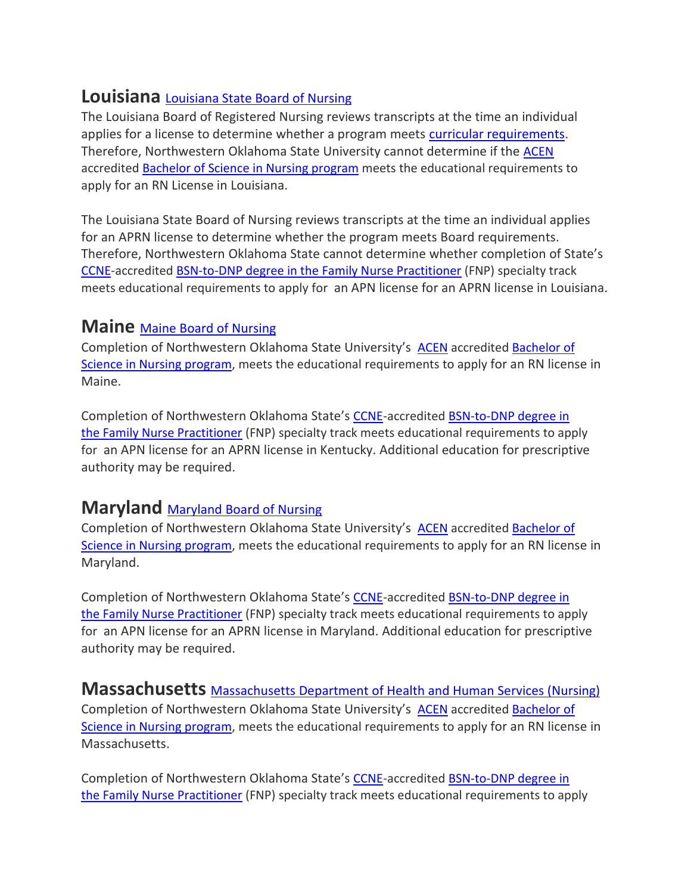## Louisiana [Louisiana State Board of Nursing]

The Louisiana Board of Registered Nursing reviews transcripts at the time an individual applies for a license to determine whether a program meets [curricular requirements]. Therefore, Northwestern Oklahoma State University cannot determine if the [ACEN] accredited [Bachelor of Science in Nursing program] meets the educational requirements to apply for an RN License in Louisiana.

The Louisiana State Board of Nursing reviews transcripts at the time an individual applies for an APRN license to determine whether the program meets Board requirements. Therefore, Northwestern Oklahoma State cannot determine whether completion of State's [CCNE]-accredited [BSN-to-DNP degree in the Family Nurse Practitioner] (FNP) specialty track meets educational requirements to apply for an APN license for an APRN license in Louisiana.

## Maine [Maine Board of Nursing]

Completion of Northwestern Oklahoma State University's [ACEN] accredited [Bachelor of Science in Nursing program], meets the educational requirements to apply for an RN license in Maine.

Completion of Northwestern Oklahoma State's [CCNE]-accredited [BSN-to-DNP degree in the Family Nurse Practitioner] (FNP) specialty track meets educational requirements to apply for an APN license for an APRN license in Kentucky. Additional education for prescriptive authority may be required.

## Maryland [Maryland Board of Nursing]

Completion of Northwestern Oklahoma State University's [ACEN] accredited [Bachelor of Science in Nursing program], meets the educational requirements to apply for an RN license in Maryland.

Completion of Northwestern Oklahoma State's [CCNE]-accredited [BSN-to-DNP degree in the Family Nurse Practitioner] (FNP) specialty track meets educational requirements to apply for an APN license for an APRN license in Maryland. Additional education for prescriptive authority may be required.

## Massachusetts [Massachusetts Department of Health and Human Services (Nursing)]

Completion of Northwestern Oklahoma State University's [ACEN] accredited [Bachelor of Science in Nursing program], meets the educational requirements to apply for an RN license in Massachusetts.

Completion of Northwestern Oklahoma State's [CCNE]-accredited [BSN-to-DNP degree in the Family Nurse Practitioner] (FNP) specialty track meets educational requirements to apply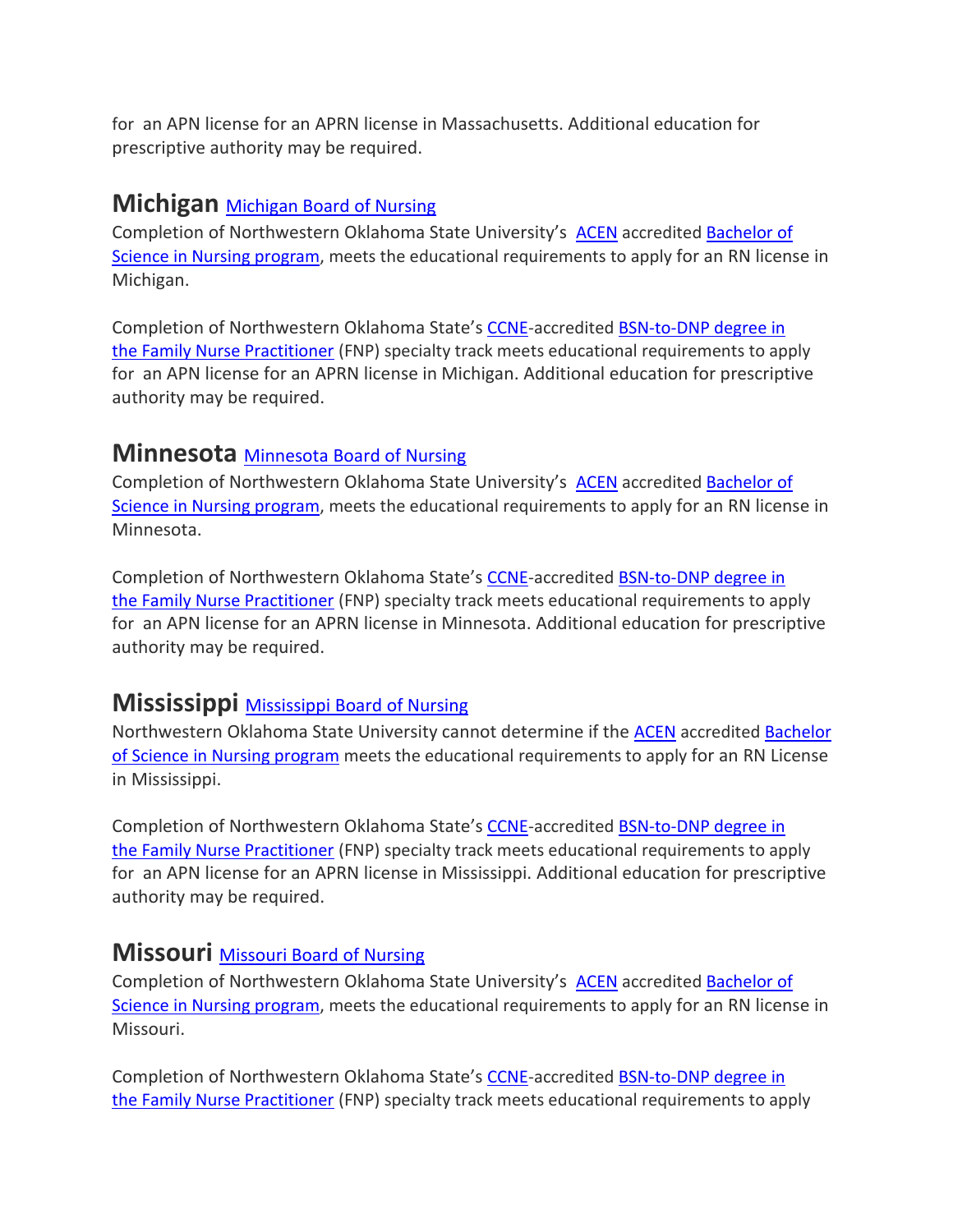for an APN license for an APRN license in Massachusetts. Additional education for prescriptive authority may be required.

## Michigan [Michigan Board of Nursing]

Completion of Northwestern Oklahoma State University's [ACEN] accredited [Bachelor of Science in Nursing program], meets the educational requirements to apply for an RN license in Michigan.

Completion of Northwestern Oklahoma State's [CCNE]-accredited [BSN-to-DNP degree in the Family Nurse Practitioner] (FNP) specialty track meets educational requirements to apply for an APN license for an APRN license in Michigan. Additional education for prescriptive authority may be required.

## Minnesota [Minnesota Board of Nursing]

Completion of Northwestern Oklahoma State University's [ACEN] accredited [Bachelor of Science in Nursing program], meets the educational requirements to apply for an RN license in Minnesota.

Completion of Northwestern Oklahoma State's [CCNE]-accredited [BSN-to-DNP degree in the Family Nurse Practitioner] (FNP) specialty track meets educational requirements to apply for an APN license for an APRN license in Minnesota. Additional education for prescriptive authority may be required.

## Mississippi [Mississippi Board of Nursing]

Northwestern Oklahoma State University cannot determine if the [ACEN] accredited [Bachelor of Science in Nursing program] meets the educational requirements to apply for an RN License in Mississippi.

Completion of Northwestern Oklahoma State's [CCNE]-accredited [BSN-to-DNP degree in the Family Nurse Practitioner] (FNP) specialty track meets educational requirements to apply for an APN license for an APRN license in Mississippi. Additional education for prescriptive authority may be required.

## Missouri [Missouri Board of Nursing]

Completion of Northwestern Oklahoma State University's [ACEN] accredited [Bachelor of Science in Nursing program], meets the educational requirements to apply for an RN license in Missouri.

Completion of Northwestern Oklahoma State's [CCNE]-accredited [BSN-to-DNP degree in the Family Nurse Practitioner] (FNP) specialty track meets educational requirements to apply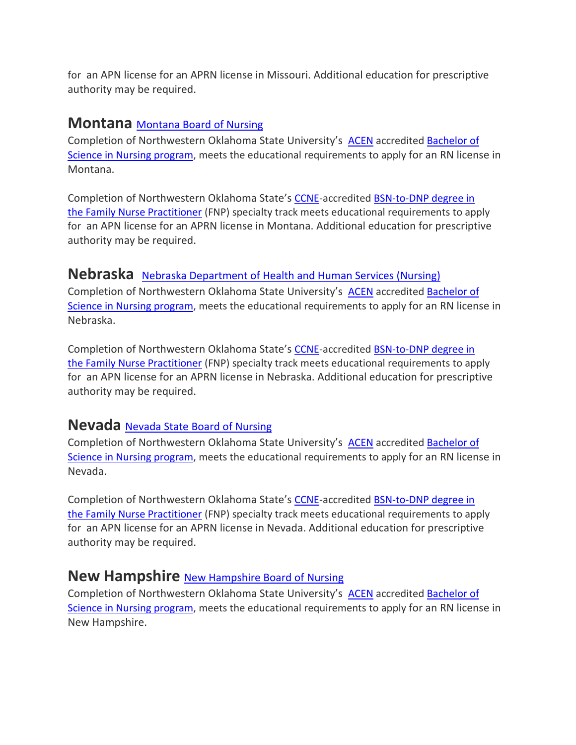for an APN license for an APRN license in Missouri. Additional education for prescriptive authority may be required.

## Montana Montana Board of Nursing

Completion of Northwestern Oklahoma State University's ACEN accredited Bachelor of Science in Nursing program, meets the educational requirements to apply for an RN license in Montana.

Completion of Northwestern Oklahoma State's CCNE-accredited BSN-to-DNP degree in the Family Nurse Practitioner (FNP) specialty track meets educational requirements to apply for an APN license for an APRN license in Montana. Additional education for prescriptive authority may be required.

## Nebraska Nebraska Department of Health and Human Services (Nursing)

Completion of Northwestern Oklahoma State University's ACEN accredited Bachelor of Science in Nursing program, meets the educational requirements to apply for an RN license in Nebraska.

Completion of Northwestern Oklahoma State's CCNE-accredited BSN-to-DNP degree in the Family Nurse Practitioner (FNP) specialty track meets educational requirements to apply for an APN license for an APRN license in Nebraska. Additional education for prescriptive authority may be required.

## Nevada Nevada State Board of Nursing

Completion of Northwestern Oklahoma State University's ACEN accredited Bachelor of Science in Nursing program, meets the educational requirements to apply for an RN license in Nevada.

Completion of Northwestern Oklahoma State's CCNE-accredited BSN-to-DNP degree in the Family Nurse Practitioner (FNP) specialty track meets educational requirements to apply for an APN license for an APRN license in Nevada. Additional education for prescriptive authority may be required.

## New Hampshire New Hampshire Board of Nursing

Completion of Northwestern Oklahoma State University's ACEN accredited Bachelor of Science in Nursing program, meets the educational requirements to apply for an RN license in New Hampshire.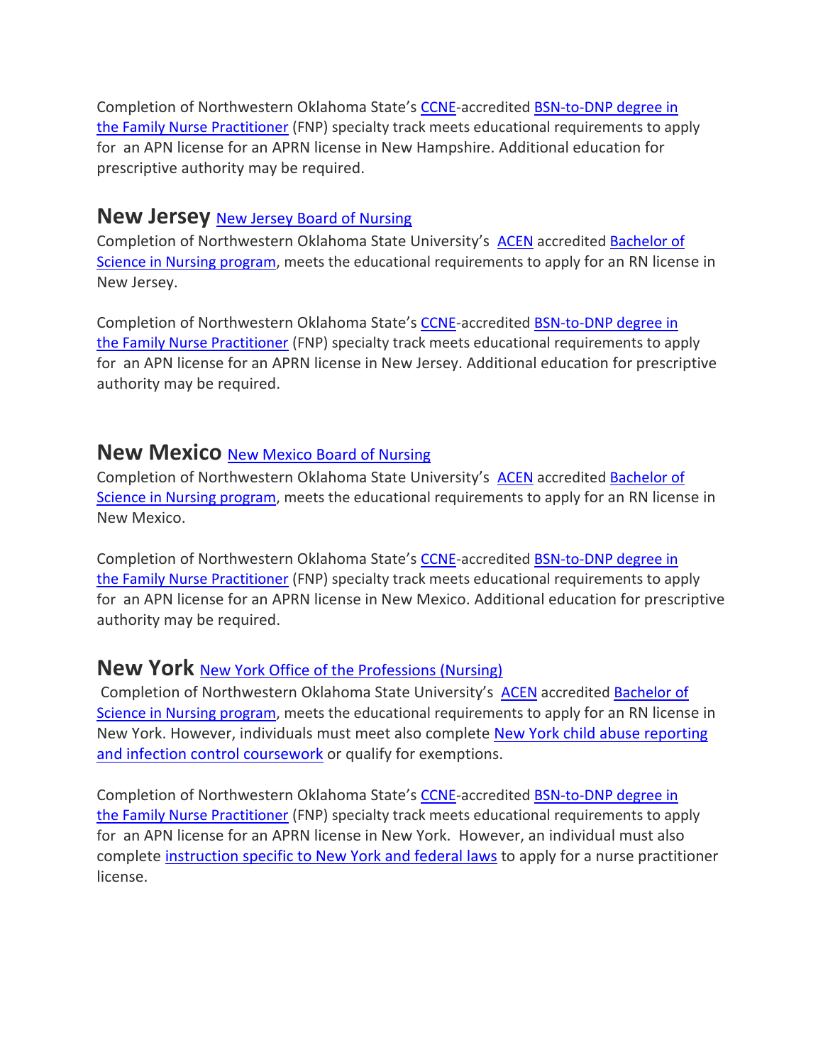Completion of Northwestern Oklahoma State's [CCNE](#)-accredited [BSN-to-DNP degree in the Family Nurse Practitioner](#) (FNP) specialty track meets educational requirements to apply for an APN license for an APRN license in New Hampshire. Additional education for prescriptive authority may be required.

## New Jersey [New Jersey Board of Nursing](#)

Completion of Northwestern Oklahoma State University's [ACEN](#) accredited [Bachelor of Science in Nursing program](#), meets the educational requirements to apply for an RN license in New Jersey.

Completion of Northwestern Oklahoma State's [CCNE](#)-accredited [BSN-to-DNP degree in the Family Nurse Practitioner](#) (FNP) specialty track meets educational requirements to apply for an APN license for an APRN license in New Jersey. Additional education for prescriptive authority may be required.

## New Mexico [New Mexico Board of Nursing](#)

Completion of Northwestern Oklahoma State University's [ACEN](#) accredited [Bachelor of Science in Nursing program](#), meets the educational requirements to apply for an RN license in New Mexico.

Completion of Northwestern Oklahoma State's [CCNE](#)-accredited [BSN-to-DNP degree in the Family Nurse Practitioner](#) (FNP) specialty track meets educational requirements to apply for an APN license for an APRN license in New Mexico. Additional education for prescriptive authority may be required.

## New York [New York Office of the Professions (Nursing)](#)

Completion of Northwestern Oklahoma State University's [ACEN](#) accredited [Bachelor of Science in Nursing program](#), meets the educational requirements to apply for an RN license in New York. However, individuals must meet also complete [New York child abuse reporting and infection control coursework](#) or qualify for exemptions.

Completion of Northwestern Oklahoma State's [CCNE](#)-accredited [BSN-to-DNP degree in the Family Nurse Practitioner](#) (FNP) specialty track meets educational requirements to apply for an APN license for an APRN license in New York. However, an individual must also complete [instruction specific to New York and federal laws](#) to apply for a nurse practitioner license.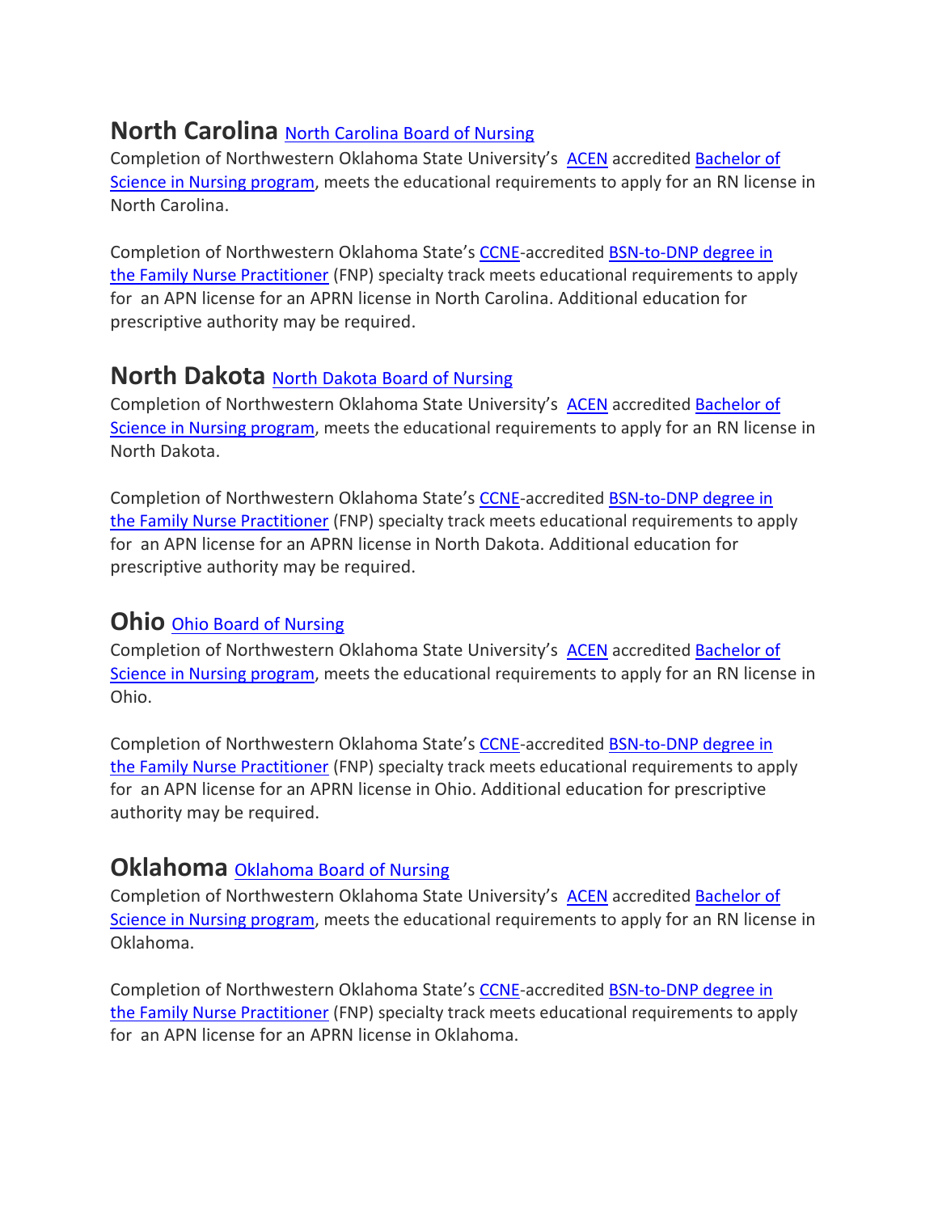## North Carolina North Carolina Board of Nursing

Completion of Northwestern Oklahoma State University's ACEN accredited Bachelor of Science in Nursing program, meets the educational requirements to apply for an RN license in North Carolina.

Completion of Northwestern Oklahoma State's CCNE-accredited BSN-to-DNP degree in the Family Nurse Practitioner (FNP) specialty track meets educational requirements to apply for an APN license for an APRN license in North Carolina. Additional education for prescriptive authority may be required.

## North Dakota North Dakota Board of Nursing

Completion of Northwestern Oklahoma State University's ACEN accredited Bachelor of Science in Nursing program, meets the educational requirements to apply for an RN license in North Dakota.

Completion of Northwestern Oklahoma State's CCNE-accredited BSN-to-DNP degree in the Family Nurse Practitioner (FNP) specialty track meets educational requirements to apply for an APN license for an APRN license in North Dakota. Additional education for prescriptive authority may be required.

## Ohio Ohio Board of Nursing

Completion of Northwestern Oklahoma State University's ACEN accredited Bachelor of Science in Nursing program, meets the educational requirements to apply for an RN license in Ohio.

Completion of Northwestern Oklahoma State's CCNE-accredited BSN-to-DNP degree in the Family Nurse Practitioner (FNP) specialty track meets educational requirements to apply for an APN license for an APRN license in Ohio. Additional education for prescriptive authority may be required.

## Oklahoma Oklahoma Board of Nursing

Completion of Northwestern Oklahoma State University's ACEN accredited Bachelor of Science in Nursing program, meets the educational requirements to apply for an RN license in Oklahoma.

Completion of Northwestern Oklahoma State's CCNE-accredited BSN-to-DNP degree in the Family Nurse Practitioner (FNP) specialty track meets educational requirements to apply for an APN license for an APRN license in Oklahoma.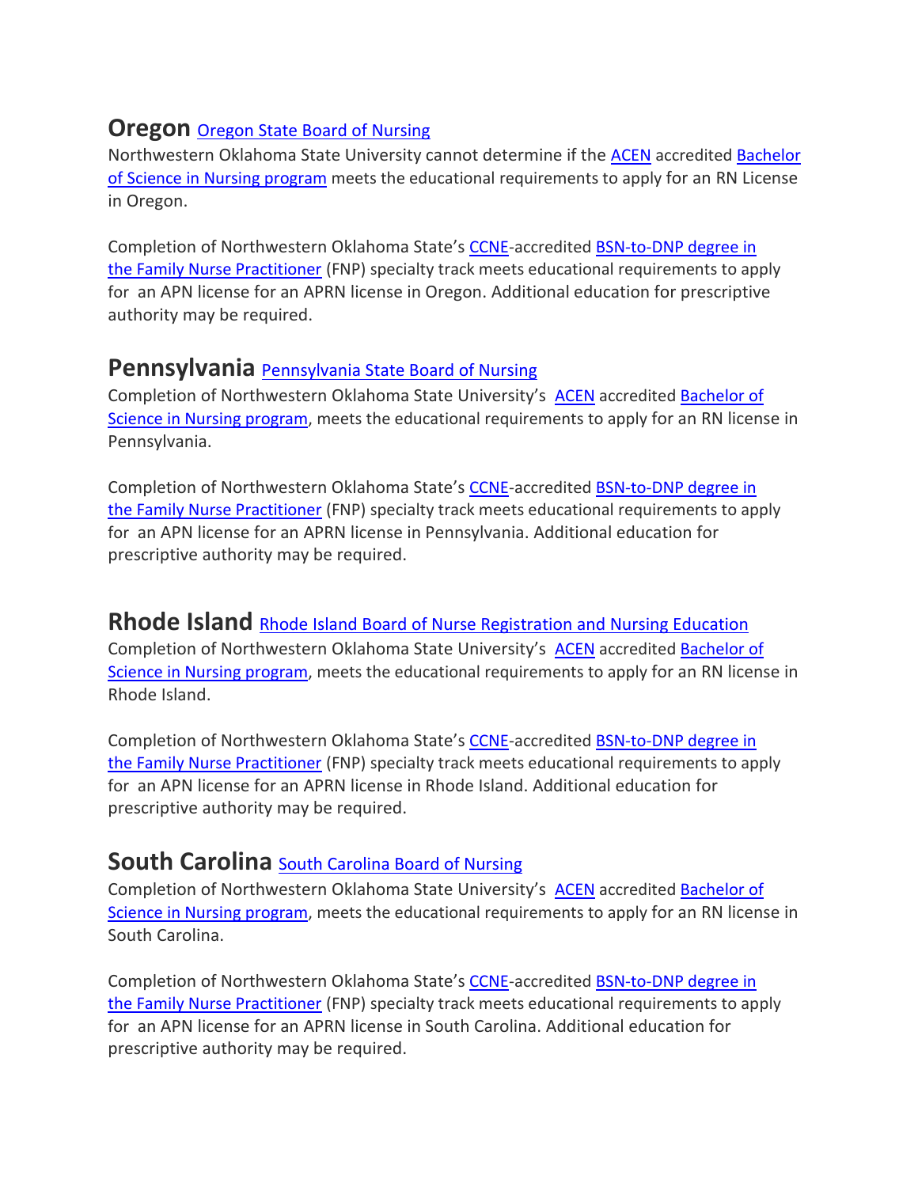## Oregon Oregon State Board of Nursing

Northwestern Oklahoma State University cannot determine if the ACEN accredited Bachelor of Science in Nursing program meets the educational requirements to apply for an RN License in Oregon.

Completion of Northwestern Oklahoma State's CCNE-accredited BSN-to-DNP degree in the Family Nurse Practitioner (FNP) specialty track meets educational requirements to apply for an APN license for an APRN license in Oregon. Additional education for prescriptive authority may be required.

## Pennsylvania Pennsylvania State Board of Nursing

Completion of Northwestern Oklahoma State University's ACEN accredited Bachelor of Science in Nursing program, meets the educational requirements to apply for an RN license in Pennsylvania.

Completion of Northwestern Oklahoma State's CCNE-accredited BSN-to-DNP degree in the Family Nurse Practitioner (FNP) specialty track meets educational requirements to apply for an APN license for an APRN license in Pennsylvania. Additional education for prescriptive authority may be required.

## Rhode Island Rhode Island Board of Nurse Registration and Nursing Education

Completion of Northwestern Oklahoma State University's ACEN accredited Bachelor of Science in Nursing program, meets the educational requirements to apply for an RN license in Rhode Island.

Completion of Northwestern Oklahoma State's CCNE-accredited BSN-to-DNP degree in the Family Nurse Practitioner (FNP) specialty track meets educational requirements to apply for an APN license for an APRN license in Rhode Island. Additional education for prescriptive authority may be required.

## South Carolina South Carolina Board of Nursing

Completion of Northwestern Oklahoma State University's ACEN accredited Bachelor of Science in Nursing program, meets the educational requirements to apply for an RN license in South Carolina.

Completion of Northwestern Oklahoma State's CCNE-accredited BSN-to-DNP degree in the Family Nurse Practitioner (FNP) specialty track meets educational requirements to apply for an APN license for an APRN license in South Carolina. Additional education for prescriptive authority may be required.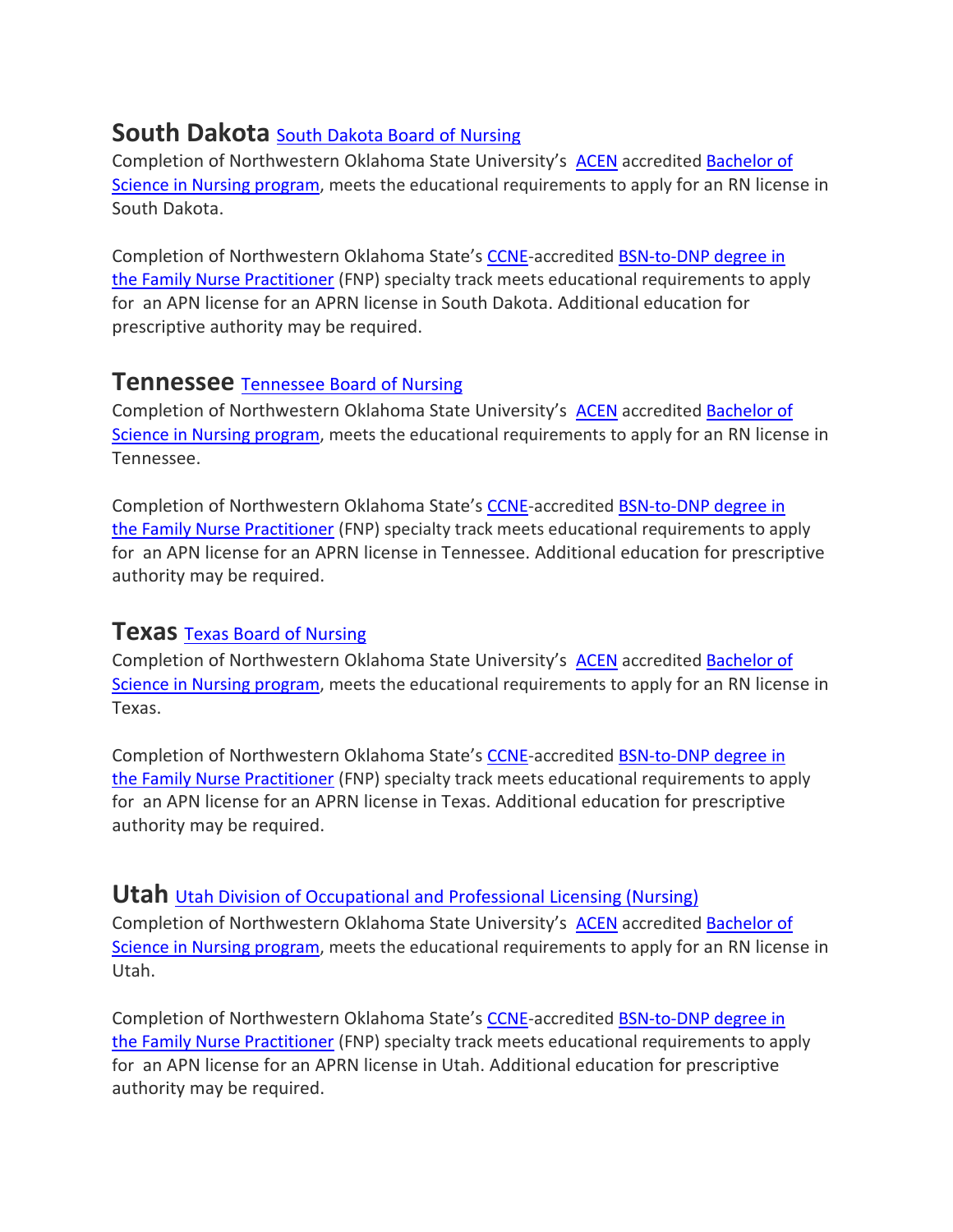## South Dakota South Dakota Board of Nursing

Completion of Northwestern Oklahoma State University's ACEN accredited Bachelor of Science in Nursing program, meets the educational requirements to apply for an RN license in South Dakota.

Completion of Northwestern Oklahoma State's CCNE-accredited BSN-to-DNP degree in the Family Nurse Practitioner (FNP) specialty track meets educational requirements to apply for an APN license for an APRN license in South Dakota. Additional education for prescriptive authority may be required.

## Tennessee Tennessee Board of Nursing

Completion of Northwestern Oklahoma State University's ACEN accredited Bachelor of Science in Nursing program, meets the educational requirements to apply for an RN license in Tennessee.

Completion of Northwestern Oklahoma State's CCNE-accredited BSN-to-DNP degree in the Family Nurse Practitioner (FNP) specialty track meets educational requirements to apply for an APN license for an APRN license in Tennessee. Additional education for prescriptive authority may be required.

## Texas Texas Board of Nursing

Completion of Northwestern Oklahoma State University's ACEN accredited Bachelor of Science in Nursing program, meets the educational requirements to apply for an RN license in Texas.

Completion of Northwestern Oklahoma State's CCNE-accredited BSN-to-DNP degree in the Family Nurse Practitioner (FNP) specialty track meets educational requirements to apply for an APN license for an APRN license in Texas. Additional education for prescriptive authority may be required.

## Utah Utah Division of Occupational and Professional Licensing (Nursing)

Completion of Northwestern Oklahoma State University's ACEN accredited Bachelor of Science in Nursing program, meets the educational requirements to apply for an RN license in Utah.

Completion of Northwestern Oklahoma State's CCNE-accredited BSN-to-DNP degree in the Family Nurse Practitioner (FNP) specialty track meets educational requirements to apply for an APN license for an APRN license in Utah. Additional education for prescriptive authority may be required.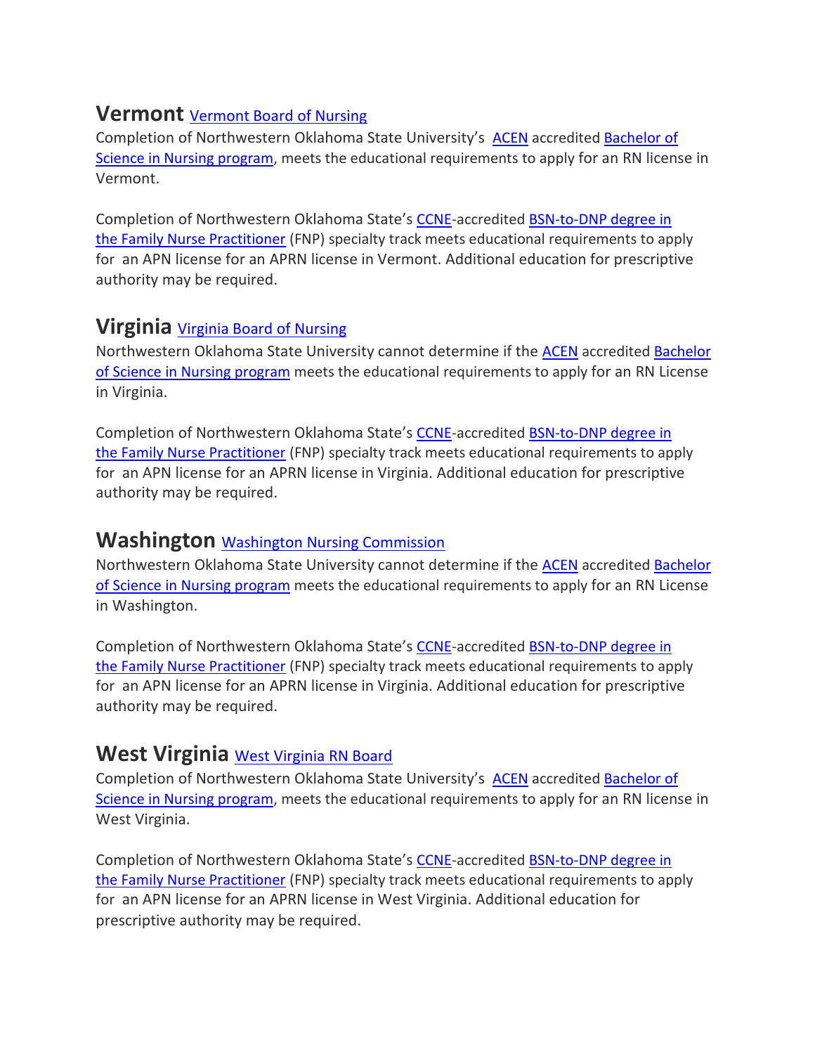## Vermont Vermont Board of Nursing

Completion of Northwestern Oklahoma State University's ACEN accredited Bachelor of Science in Nursing program, meets the educational requirements to apply for an RN license in Vermont.

Completion of Northwestern Oklahoma State's CCNE-accredited BSN-to-DNP degree in the Family Nurse Practitioner (FNP) specialty track meets educational requirements to apply for an APN license for an APRN license in Vermont. Additional education for prescriptive authority may be required.

## Virginia Virginia Board of Nursing

Northwestern Oklahoma State University cannot determine if the ACEN accredited Bachelor of Science in Nursing program meets the educational requirements to apply for an RN License in Virginia.

Completion of Northwestern Oklahoma State's CCNE-accredited BSN-to-DNP degree in the Family Nurse Practitioner (FNP) specialty track meets educational requirements to apply for an APN license for an APRN license in Virginia. Additional education for prescriptive authority may be required.

## Washington Washington Nursing Commission

Northwestern Oklahoma State University cannot determine if the ACEN accredited Bachelor of Science in Nursing program meets the educational requirements to apply for an RN License in Washington.

Completion of Northwestern Oklahoma State's CCNE-accredited BSN-to-DNP degree in the Family Nurse Practitioner (FNP) specialty track meets educational requirements to apply for an APN license for an APRN license in Virginia. Additional education for prescriptive authority may be required.

## West Virginia West Virginia RN Board

Completion of Northwestern Oklahoma State University's ACEN accredited Bachelor of Science in Nursing program, meets the educational requirements to apply for an RN license in West Virginia.

Completion of Northwestern Oklahoma State's CCNE-accredited BSN-to-DNP degree in the Family Nurse Practitioner (FNP) specialty track meets educational requirements to apply for an APN license for an APRN license in West Virginia. Additional education for prescriptive authority may be required.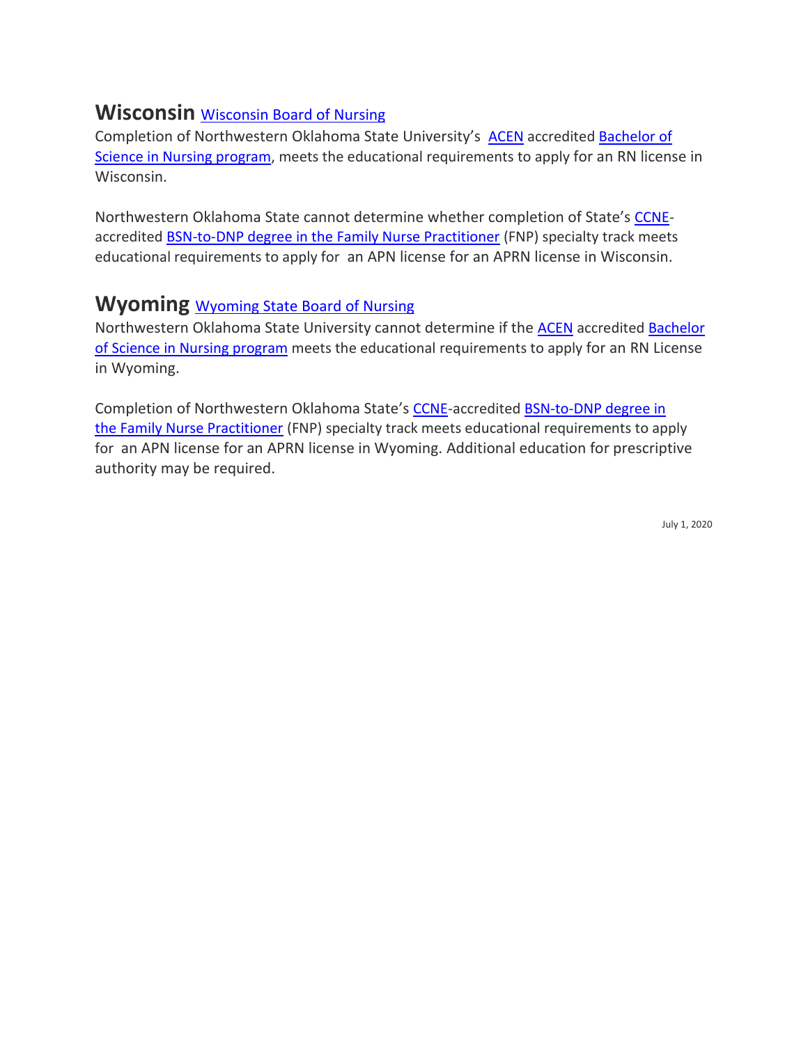## Wisconsin Wisconsin Board of Nursing

Completion of Northwestern Oklahoma State University's ACEN accredited Bachelor of Science in Nursing program, meets the educational requirements to apply for an RN license in Wisconsin.

Northwestern Oklahoma State cannot determine whether completion of State's CCNE-accredited BSN-to-DNP degree in the Family Nurse Practitioner (FNP) specialty track meets educational requirements to apply for an APN license for an APRN license in Wisconsin.

## Wyoming Wyoming State Board of Nursing

Northwestern Oklahoma State University cannot determine if the ACEN accredited Bachelor of Science in Nursing program meets the educational requirements to apply for an RN License in Wyoming.

Completion of Northwestern Oklahoma State's CCNE-accredited BSN-to-DNP degree in the Family Nurse Practitioner (FNP) specialty track meets educational requirements to apply for an APN license for an APRN license in Wyoming. Additional education for prescriptive authority may be required.

July 1, 2020